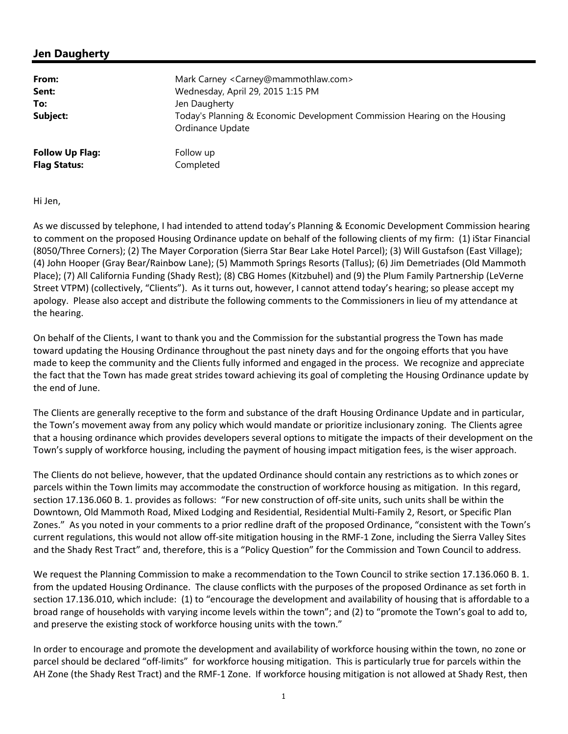## Jen Daugherty

| | |
|---|---|
| **From:** | Mark Carney <Carney@mammothlaw.com> |
| **Sent:** | Wednesday, April 29, 2015 1:15 PM |
| **To:** | Jen Daugherty |
| **Subject:** | Today's Planning & Economic Development Commission Hearing on the Housing Ordinance Update |
| **Follow Up Flag:** | Follow up |
| **Flag Status:** | Completed |

Hi Jen,

As we discussed by telephone, I had intended to attend today's Planning & Economic Development Commission hearing to comment on the proposed Housing Ordinance update on behalf of the following clients of my firm: (1) iStar Financial (8050/Three Corners); (2) The Mayer Corporation (Sierra Star Bear Lake Hotel Parcel); (3) Will Gustafson (East Village); (4) John Hooper (Gray Bear/Rainbow Lane); (5) Mammoth Springs Resorts (Tallus); (6) Jim Demetriades (Old Mammoth Place); (7) All California Funding (Shady Rest); (8) CBG Homes (Kitzbuhel) and (9) the Plum Family Partnership (LeVerne Street VTPM) (collectively, "Clients"). As it turns out, however, I cannot attend today's hearing; so please accept my apology. Please also accept and distribute the following comments to the Commissioners in lieu of my attendance at the hearing.

On behalf of the Clients, I want to thank you and the Commission for the substantial progress the Town has made toward updating the Housing Ordinance throughout the past ninety days and for the ongoing efforts that you have made to keep the community and the Clients fully informed and engaged in the process. We recognize and appreciate the fact that the Town has made great strides toward achieving its goal of completing the Housing Ordinance update by the end of June.

The Clients are generally receptive to the form and substance of the draft Housing Ordinance Update and in particular, the Town's movement away from any policy which would mandate or prioritize inclusionary zoning. The Clients agree that a housing ordinance which provides developers several options to mitigate the impacts of their development on the Town's supply of workforce housing, including the payment of housing impact mitigation fees, is the wiser approach.

The Clients do not believe, however, that the updated Ordinance should contain any restrictions as to which zones or parcels within the Town limits may accommodate the construction of workforce housing as mitigation. In this regard, section 17.136.060 B. 1. provides as follows: "For new construction of off-site units, such units shall be within the Downtown, Old Mammoth Road, Mixed Lodging and Residential, Residential Multi-Family 2, Resort, or Specific Plan Zones." As you noted in your comments to a prior redline draft of the proposed Ordinance, "consistent with the Town's current regulations, this would not allow off-site mitigation housing in the RMF-1 Zone, including the Sierra Valley Sites and the Shady Rest Tract" and, therefore, this is a "Policy Question" for the Commission and Town Council to address.

We request the Planning Commission to make a recommendation to the Town Council to strike section 17.136.060 B. 1. from the updated Housing Ordinance. The clause conflicts with the purposes of the proposed Ordinance as set forth in section 17.136.010, which include: (1) to "encourage the development and availability of housing that is affordable to a broad range of households with varying income levels within the town"; and (2) to "promote the Town's goal to add to, and preserve the existing stock of workforce housing units with the town."

In order to encourage and promote the development and availability of workforce housing within the town, no zone or parcel should be declared "off-limits" for workforce housing mitigation. This is particularly true for parcels within the AH Zone (the Shady Rest Tract) and the RMF-1 Zone. If workforce housing mitigation is not allowed at Shady Rest, then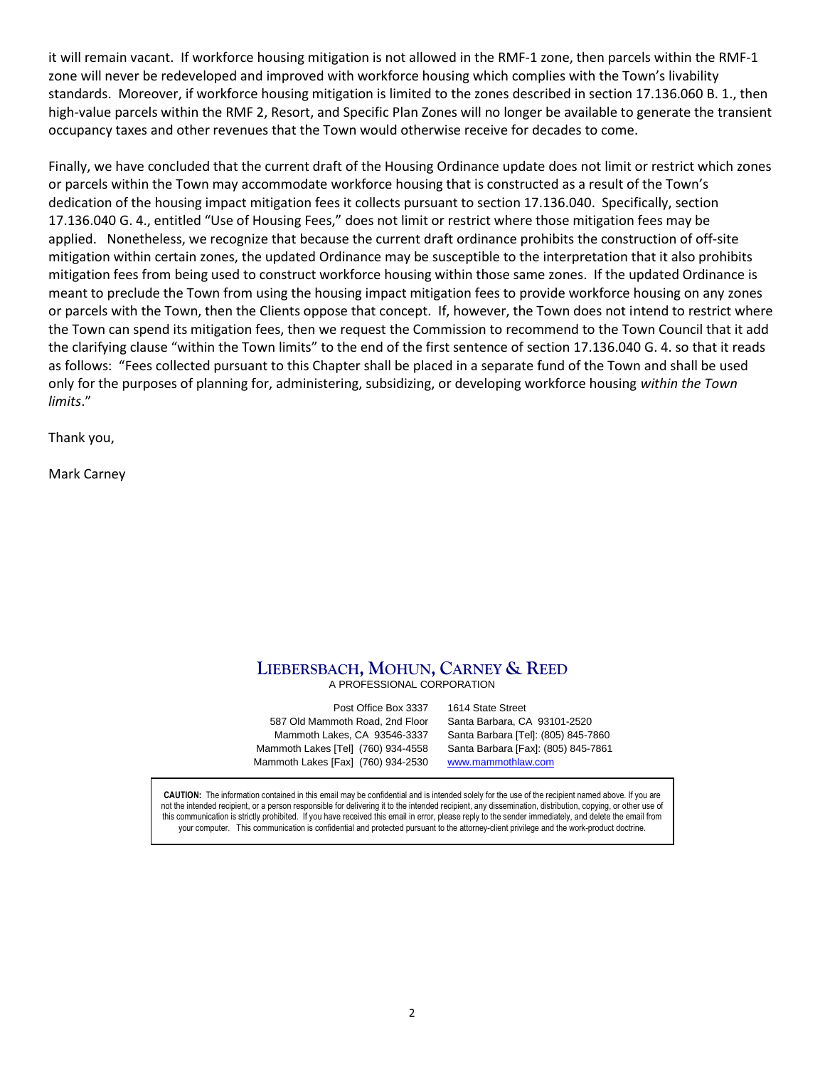it will remain vacant. If workforce housing mitigation is not allowed in the RMF-1 zone, then parcels within the RMF-1 zone will never be redeveloped and improved with workforce housing which complies with the Town's livability standards. Moreover, if workforce housing mitigation is limited to the zones described in section 17.136.060 B. 1., then high-value parcels within the RMF 2, Resort, and Specific Plan Zones will no longer be available to generate the transient occupancy taxes and other revenues that the Town would otherwise receive for decades to come.

Finally, we have concluded that the current draft of the Housing Ordinance update does not limit or restrict which zones or parcels within the Town may accommodate workforce housing that is constructed as a result of the Town's dedication of the housing impact mitigation fees it collects pursuant to section 17.136.040. Specifically, section 17.136.040 G. 4., entitled "Use of Housing Fees," does not limit or restrict where those mitigation fees may be applied. Nonetheless, we recognize that because the current draft ordinance prohibits the construction of off-site mitigation within certain zones, the updated Ordinance may be susceptible to the interpretation that it also prohibits mitigation fees from being used to construct workforce housing within those same zones. If the updated Ordinance is meant to preclude the Town from using the housing impact mitigation fees to provide workforce housing on any zones or parcels with the Town, then the Clients oppose that concept. If, however, the Town does not intend to restrict where the Town can spend its mitigation fees, then we request the Commission to recommend to the Town Council that it add the clarifying clause "within the Town limits" to the end of the first sentence of section 17.136.040 G. 4. so that it reads as follows: "Fees collected pursuant to this Chapter shall be placed in a separate fund of the Town and shall be used only for the purposes of planning for, administering, subsidizing, or developing workforce housing *within the Town limits*."

Thank you,

Mark Carney

**LIEBERSBACH, MOHUN, CARNEY & REED**
A PROFESSIONAL CORPORATION

Post Office Box 3337
587 Old Mammoth Road, 2nd Floor
Mammoth Lakes, CA 93546-3337
Mammoth Lakes [Tel] (760) 934-4558
Mammoth Lakes [Fax] (760) 934-2530

1614 State Street
Santa Barbara, CA 93101-2520
Santa Barbara [Tel]: (805) 845-7860
Santa Barbara [Fax]: (805) 845-7861
www.mammothlaw.com

**CAUTION:** The information contained in this email may be confidential and is intended solely for the use of the recipient named above. If you are not the intended recipient, or a person responsible for delivering it to the intended recipient, any dissemination, distribution, copying, or other use of this communication is strictly prohibited. If you have received this email in error, please reply to the sender immediately, and delete the email from your computer. This communication is confidential and protected pursuant to the attorney-client privilege and the work-product doctrine.